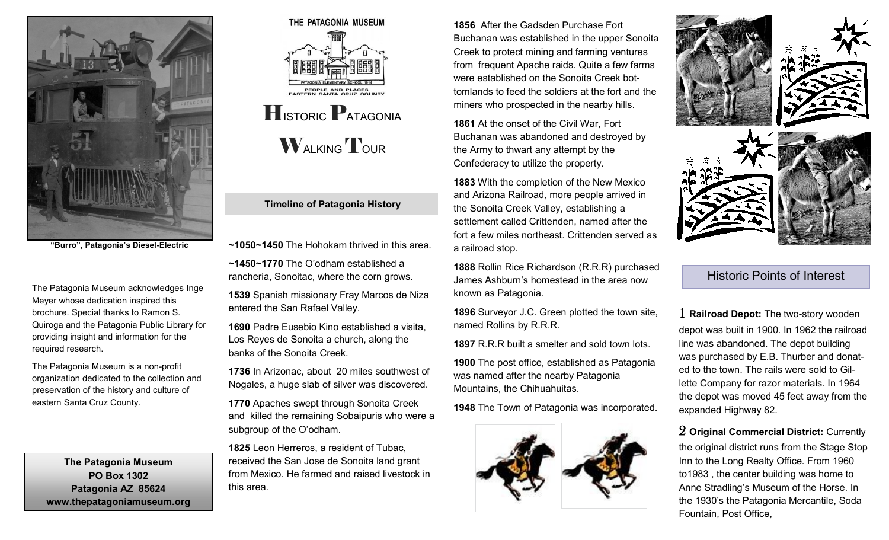"Burro", Patagonia's Diesel-Electric

The Patagonia Museum acknowledges Inge Meyer whose dedication inspired this brochure. Special thanks to Ramon S. Quiroga and the Patagonia Public Library for providing insight and information for the required research.

The Patagonia Museum is a non-profit organization dedicated to the collection and preservation of the history and culture of eastern Santa Cruz County.

**The Patagonia Museum**
**PO Box 1302**
**Patagonia AZ 85624**
**www.thepatagoniamuseum.org**

THE PATAGONIA MUSEUM

PATAGONIA ELEMENTARY SCHOOL 1914

PEOPLE AND PLACES
EASTERN SANTA CRUZ COUNTY

# HISTORIC PATAGONIA WALKING TOUR

## Timeline of Patagonia History

**~1050~1450** The Hohokam thrived in this area.

**~1450~1770** The O'odham established a rancheria, Sonoitac, where the corn grows.

**1539** Spanish missionary Fray Marcos de Niza entered the San Rafael Valley.

**1690** Padre Eusebio Kino established a visita, Los Reyes de Sonoita a church, along the banks of the Sonoita Creek.

**1736** In Arizonac, about 20 miles southwest of Nogales, a huge slab of silver was discovered.

**1770** Apaches swept through Sonoita Creek and killed the remaining Sobaipuris who were a subgroup of the O'odham.

**1825** Leon Herreros, a resident of Tubac, received the San Jose de Sonoita land grant from Mexico. He farmed and raised livestock in this area.

**1856** After the Gadsden Purchase Fort Buchanan was established in the upper Sonoita Creek to protect mining and farming ventures from frequent Apache raids. Quite a few farms were established on the Sonoita Creek bottomlands to feed the soldiers at the fort and the miners who prospected in the nearby hills.

**1861** At the onset of the Civil War, Fort Buchanan was abandoned and destroyed by the Army to thwart any attempt by the Confederacy to utilize the property.

**1883** With the completion of the New Mexico and Arizona Railroad, more people arrived in the Sonoita Creek Valley, establishing a settlement called Crittenden, named after the fort a few miles northeast. Crittenden served as a railroad stop.

**1888** Rollin Rice Richardson (R.R.R) purchased James Ashburn's homestead in the area now known as Patagonia.

**1896** Surveyor J.C. Green plotted the town site, named Rollins by R.R.R.

**1897** R.R.R built a smelter and sold town lots.

**1900** The post office, established as Patagonia was named after the nearby Patagonia Mountains, the Chihuahuitas.

**1948** The Town of Patagonia was incorporated.

## Historic Points of Interest

1 **Railroad Depot:** The two-story wooden depot was built in 1900. In 1962 the railroad line was abandoned. The depot building was purchased by E.B. Thurber and donated to the town. The rails were sold to Gillette Company for razor materials. In 1964 the depot was moved 45 feet away from the expanded Highway 82.

2 **Original Commercial District:** Currently the original district runs from the Stage Stop Inn to the Long Realty Office. From 1960 to1983 , the center building was home to Anne Stradling's Museum of the Horse. In the 1930's the Patagonia Mercantile, Soda Fountain, Post Office,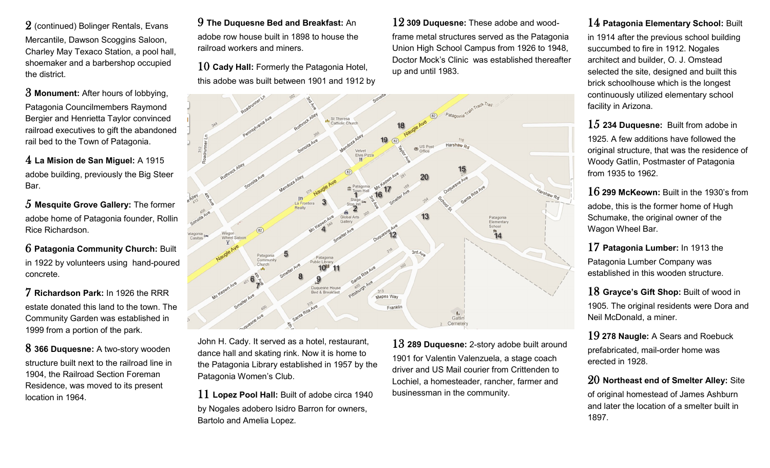2 (continued) Bolinger Rentals, Evans Mercantile, Dawson Scoggins Saloon, Charley May Texaco Station, a pool hall, shoemaker and a barbershop occupied the district.

3 **Monument:** After hours of lobbying, Patagonia Councilmembers Raymond Bergier and Henrietta Taylor convinced railroad executives to gift the abandoned rail bed to the Town of Patagonia.

4 **La Mision de San Miguel:** A 1915 adobe building, previously the Big Steer Bar.

5 **Mesquite Grove Gallery:** The former adobe home of Patagonia founder, Rollin Rice Richardson.

6 **Patagonia Community Church:** Built in 1922 by volunteers using hand-poured concrete.

7 **Richardson Park:** In 1926 the RRR estate donated this land to the town. The Community Garden was established in 1999 from a portion of the park.

8 **366 Duquesne:** A two-story wooden structure built next to the railroad line in 1904, the Railroad Section Foreman Residence, was moved to its present location in 1964.

9 **The Duquesne Bed and Breakfast:** An adobe row house built in 1898 to house the railroad workers and miners.

10 **Cady Hall:** Formerly the Patagonia Hotel, this adobe was built between 1901 and 1912 by John H. Cady. It served as a hotel, restaurant, dance hall and skating rink. Now it is home to the Patagonia Library established in 1957 by the Patagonia Women's Club.

11 **Lopez Pool Hall:** Built of adobe circa 1940 by Nogales adobero Isidro Barron for owners, Bartolo and Amelia Lopez.

12 **309 Duquesne:** These adobe and wood-frame metal structures served as the Patagonia Union High School Campus from 1926 to 1948, Doctor Mock's Clinic was established thereafter up and until 1983.

13 **289 Duquesne:** 2-story adobe built around 1901 for Valentin Valenzuela, a stage coach driver and US Mail courier from Crittenden to Lochiel, a homesteader, rancher, farmer and businessman in the community.

14 **Patagonia Elementary School:** Built in 1914 after the previous school building succumbed to fire in 1912. Nogales architect and builder, O. J. Omstead selected the site, designed and built this brick schoolhouse which is the longest continuously utilized elementary school facility in Arizona.

15 **234 Duquesne:** Built from adobe in 1925. A few additions have followed the original structure, that was the residence of Woody Gatlin, Postmaster of Patagonia from 1935 to 1962.

16 **299 McKeown:** Built in the 1930's from adobe, this is the former home of Hugh Schumake, the original owner of the Wagon Wheel Bar.

17 **Patagonia Lumber:** In 1913 the Patagonia Lumber Company was established in this wooden structure.

18 **Grayce's Gift Shop:** Built of wood in 1905. The original residents were Dora and Neil McDonald, a miner.

19 **278 Naugle:** A Sears and Roebuck prefabricated, mail-order home was erected in 1928.

20 **Northeast end of Smelter Alley:** Site of original homestead of James Ashburn and later the location of a smelter built in 1897.